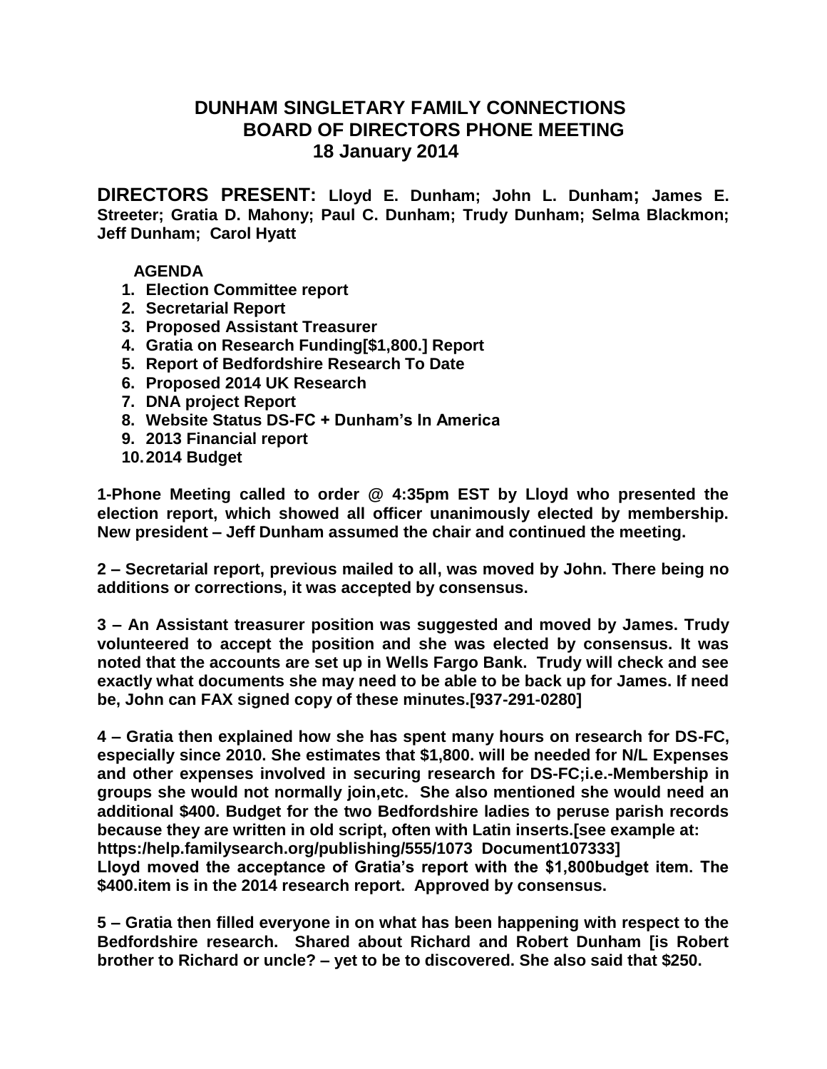# DUNHAM SINGLETARY FAMILY CONNECTIONS
## BOARD OF DIRECTORS PHONE MEETING
### 18 January 2014

**DIRECTORS PRESENT: Lloyd E. Dunham; John L. Dunham; James E. Streeter; Gratia D. Mahony; Paul C. Dunham; Trudy Dunham; Selma Blackmon; Jeff Dunham; Carol Hyatt**

**AGENDA**

1. **Election Committee report**
2. **Secretarial Report**
3. **Proposed Assistant Treasurer**
4. **Gratia on Research Funding[$1,800.] Report**
5. **Report of Bedfordshire Research To Date**
6. **Proposed 2014 UK Research**
7. **DNA project Report**
8. **Website Status DS-FC + Dunham's In America**
9. **2013 Financial report**
10. **2014 Budget**

**1-Phone Meeting called to order @ 4:35pm EST by Lloyd who presented the election report, which showed all officer unanimously elected by membership. New president – Jeff Dunham assumed the chair and continued the meeting.**

**2 – Secretarial report, previous mailed to all, was moved by John. There being no additions or corrections, it was accepted by consensus.**

**3 – An Assistant treasurer position was suggested and moved by James. Trudy volunteered to accept the position and she was elected by consensus. It was noted that the accounts are set up in Wells Fargo Bank. Trudy will check and see exactly what documents she may need to be able to be back up for James. If need be, John can FAX signed copy of these minutes.[937-291-0280]**

**4 – Gratia then explained how she has spent many hours on research for DS-FC, especially since 2010. She estimates that $1,800. will be needed for N/L Expenses and other expenses involved in securing research for DS-FC;i.e.-Membership in groups she would not normally join,etc. She also mentioned she would need an additional $400. Budget for the two Bedfordshire ladies to peruse parish records because they are written in old script, often with Latin inserts.[see example at: https:/help.familysearch.org/publishing/555/1073 Document107333]**
**Lloyd moved the acceptance of Gratia's report with the $1,800budget item. The $400.item is in the 2014 research report. Approved by consensus.**

**5 – Gratia then filled everyone in on what has been happening with respect to the Bedfordshire research. Shared about Richard and Robert Dunham [is Robert brother to Richard or uncle? – yet to be to discovered. She also said that $250.**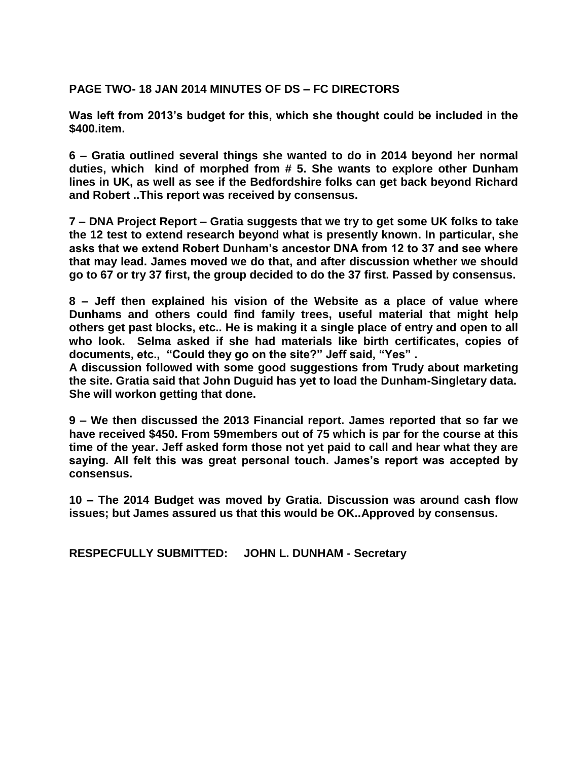**PAGE TWO- 18 JAN 2014 MINUTES OF DS – FC DIRECTORS**

**Was left from 2013's budget for this, which she thought could be included in the $400.item.**

**6 – Gratia outlined several things she wanted to do in 2014 beyond her normal duties, which kind of morphed from # 5. She wants to explore other Dunham lines in UK, as well as see if the Bedfordshire folks can get back beyond Richard and Robert ..This report was received by consensus.**

**7 – DNA Project Report – Gratia suggests that we try to get some UK folks to take the 12 test to extend research beyond what is presently known. In particular, she asks that we extend Robert Dunham's ancestor DNA from 12 to 37 and see where that may lead. James moved we do that, and after discussion whether we should go to 67 or try 37 first, the group decided to do the 37 first. Passed by consensus.**

**8 – Jeff then explained his vision of the Website as a place of value where Dunhams and others could find family trees, useful material that might help others get past blocks, etc.. He is making it a single place of entry and open to all who look. Selma asked if she had materials like birth certificates, copies of documents, etc., "Could they go on the site?" Jeff said, "Yes" .**
**A discussion followed with some good suggestions from Trudy about marketing the site. Gratia said that John Duguid has yet to load the Dunham-Singletary data. She will workon getting that done.**

**9 – We then discussed the 2013 Financial report. James reported that so far we have received $450. From 59members out of 75 which is par for the course at this time of the year. Jeff asked form those not yet paid to call and hear what they are saying. All felt this was great personal touch. James's report was accepted by consensus.**

**10 – The 2014 Budget was moved by Gratia. Discussion was around cash flow issues; but James assured us that this would be OK..Approved by consensus.**

**RESPECFULLY SUBMITTED: JOHN L. DUNHAM - Secretary**